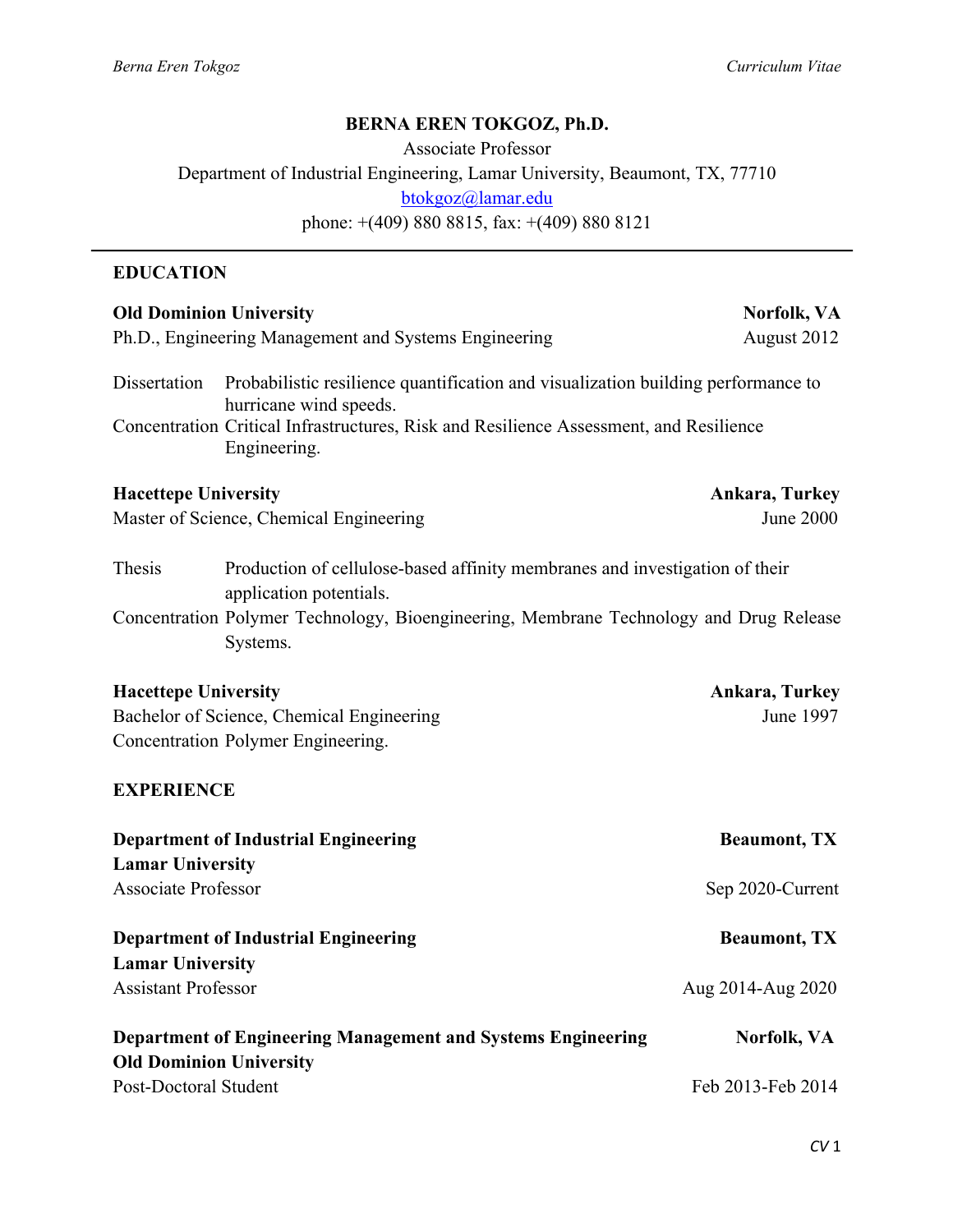# BERNA EREN TOKGOZ, Ph.D.

Associate Professor
Department of Industrial Engineering, Lamar University, Beaumont, TX, 77710
btokgoz@lamar.edu
phone: +(409) 880 8815, fax: +(409) 880 8121

---

## EDUCATION

**Old Dominion University** — **Norfolk, VA**
Ph.D., Engineering Management and Systems Engineering — August 2012

Dissertation: Probabilistic resilience quantification and visualization building performance to hurricane wind speeds.
Concentration: Critical Infrastructures, Risk and Resilience Assessment, and Resilience Engineering.

**Hacettepe University** — **Ankara, Turkey**
Master of Science, Chemical Engineering — June 2000

Thesis: Production of cellulose-based affinity membranes and investigation of their application potentials.
Concentration: Polymer Technology, Bioengineering, Membrane Technology and Drug Release Systems.

**Hacettepe University** — **Ankara, Turkey**
Bachelor of Science, Chemical Engineering — June 1997
Concentration: Polymer Engineering.

## EXPERIENCE

**Department of Industrial Engineering** — **Beaumont, TX**
**Lamar University**
Associate Professor — Sep 2020-Current

**Department of Industrial Engineering** — **Beaumont, TX**
**Lamar University**
Assistant Professor — Aug 2014-Aug 2020

**Department of Engineering Management and Systems Engineering** — **Norfolk, VA**
**Old Dominion University**
Post-Doctoral Student — Feb 2013-Feb 2014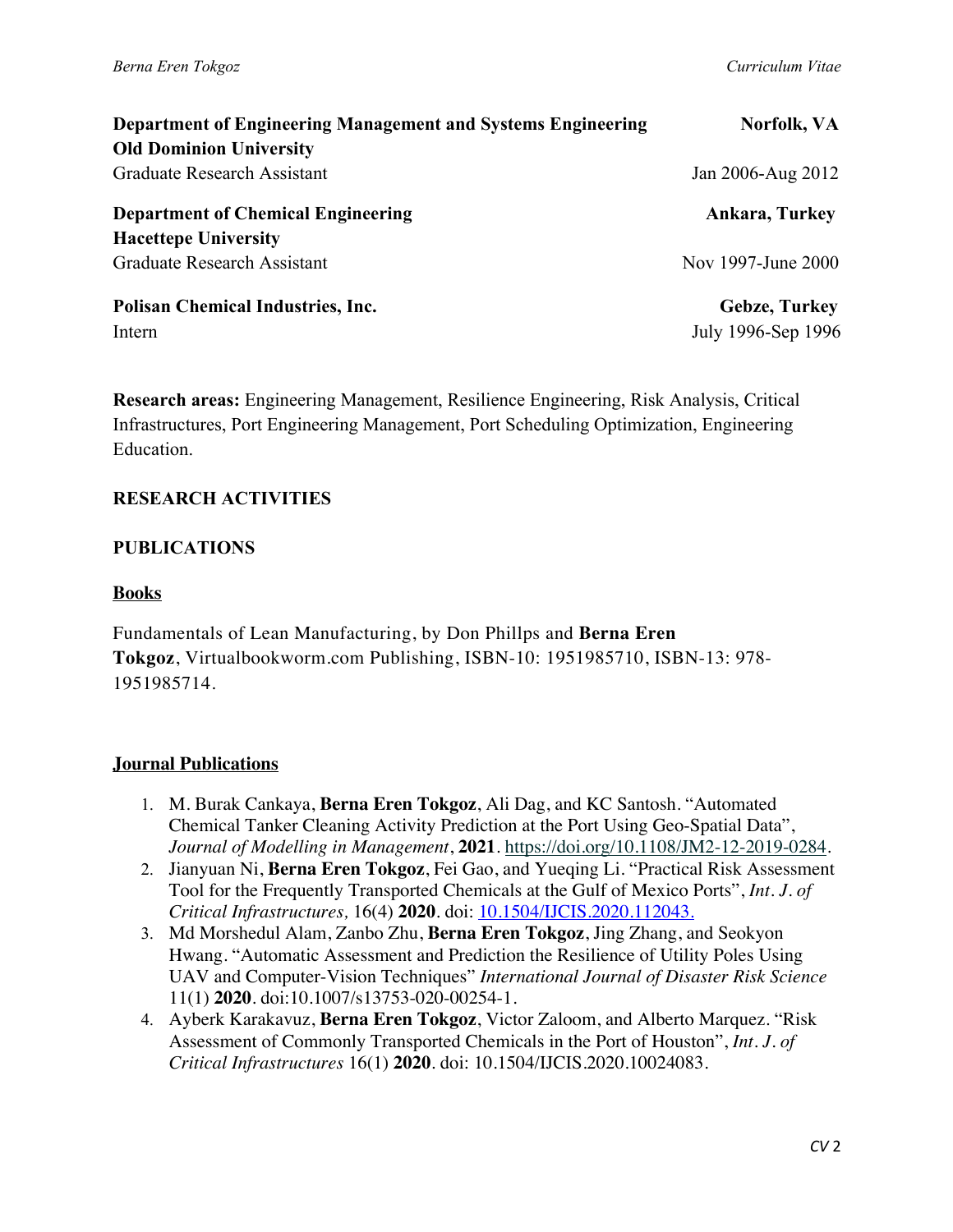**Department of Engineering Management and Systems Engineering** **Norfolk, VA**
**Old Dominion University**
Graduate Research Assistant Jan 2006-Aug 2012

**Department of Chemical Engineering** **Ankara, Turkey**
**Hacettepe University**
Graduate Research Assistant Nov 1997-June 2000

**Polisan Chemical Industries, Inc.** **Gebze, Turkey**
Intern July 1996-Sep 1996

**Research areas:** Engineering Management, Resilience Engineering, Risk Analysis, Critical Infrastructures, Port Engineering Management, Port Scheduling Optimization, Engineering Education.

## RESEARCH ACTIVITIES

## PUBLICATIONS

### Books

Fundamentals of Lean Manufacturing, by Don Phillps and **Berna Eren Tokgoz**, Virtualbookworm.com Publishing, ISBN-10: 1951985710, ISBN-13: 978-1951985714.

### Journal Publications

1. M. Burak Cankaya, **Berna Eren Tokgoz**, Ali Dag, and KC Santosh. "Automated Chemical Tanker Cleaning Activity Prediction at the Port Using Geo-Spatial Data", *Journal of Modelling in Management*, **2021**. https://doi.org/10.1108/JM2-12-2019-0284.
2. Jianyuan Ni, **Berna Eren Tokgoz**, Fei Gao, and Yueqing Li. "Practical Risk Assessment Tool for the Frequently Transported Chemicals at the Gulf of Mexico Ports", *Int. J. of Critical Infrastructures,* 16(4) **2020**. doi: 10.1504/IJCIS.2020.112043.
3. Md Morshedul Alam, Zanbo Zhu, **Berna Eren Tokgoz**, Jing Zhang, and Seokyon Hwang. "Automatic Assessment and Prediction the Resilience of Utility Poles Using UAV and Computer-Vision Techniques" *International Journal of Disaster Risk Science* 11(1) **2020**. doi:10.1007/s13753-020-00254-1.
4. Ayberk Karakavuz, **Berna Eren Tokgoz**, Victor Zaloom, and Alberto Marquez. "Risk Assessment of Commonly Transported Chemicals in the Port of Houston", *Int. J. of Critical Infrastructures* 16(1) **2020**. doi: 10.1504/IJCIS.2020.10024083.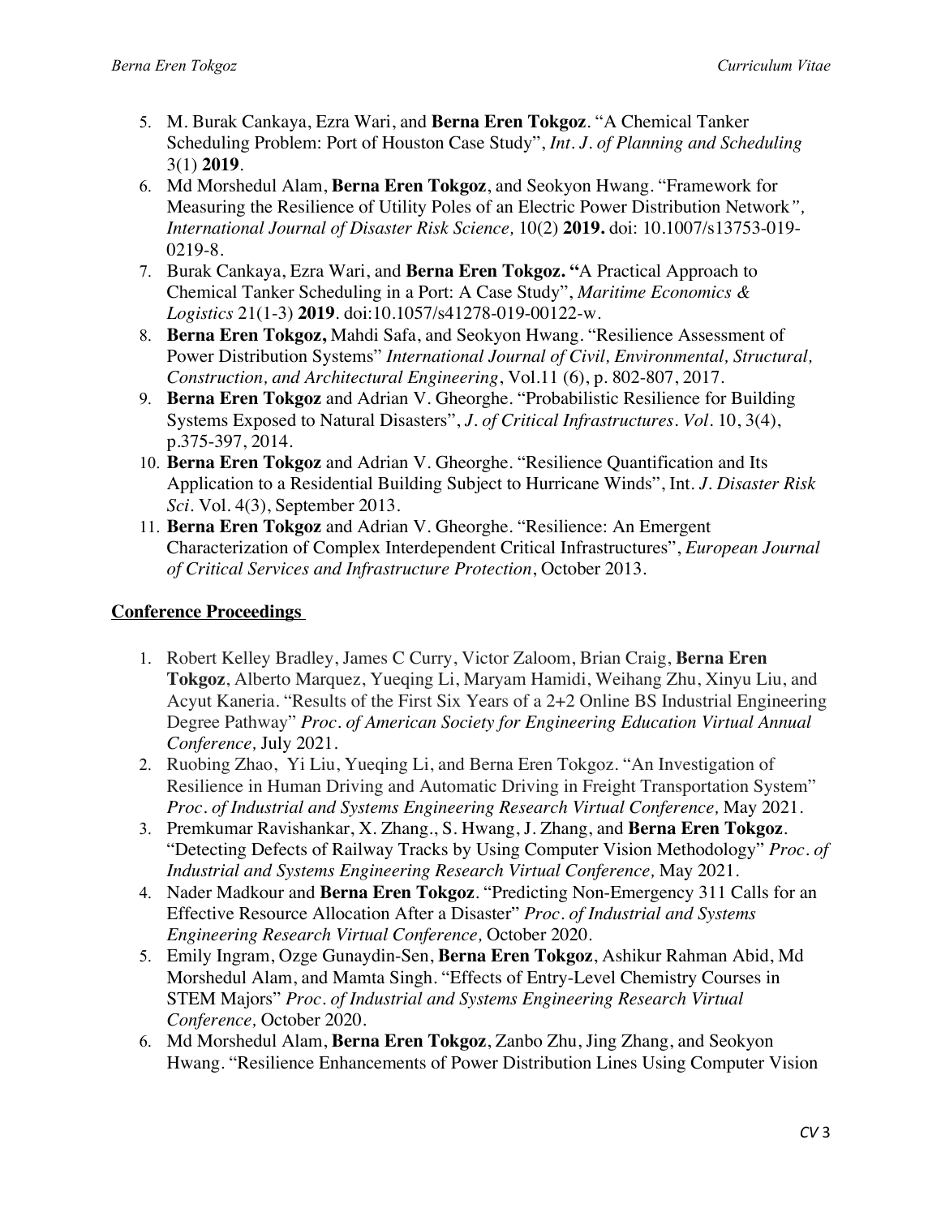5. M. Burak Cankaya, Ezra Wari, and **Berna Eren Tokgoz**. "A Chemical Tanker Scheduling Problem: Port of Houston Case Study", *Int. J. of Planning and Scheduling* 3(1) **2019**.
6. Md Morshedul Alam, **Berna Eren Tokgoz**, and Seokyon Hwang. "Framework for Measuring the Resilience of Utility Poles of an Electric Power Distribution Network", *International Journal of Disaster Risk Science,* 10(2) **2019.** doi: 10.1007/s13753-019-0219-8.
7. Burak Cankaya, Ezra Wari, and **Berna Eren Tokgoz. "**A Practical Approach to Chemical Tanker Scheduling in a Port: A Case Study", *Maritime Economics & Logistics* 21(1-3) **2019**. doi:10.1057/s41278-019-00122-w.
8. **Berna Eren Tokgoz,** Mahdi Safa, and Seokyon Hwang. "Resilience Assessment of Power Distribution Systems" *International Journal of Civil, Environmental, Structural, Construction, and Architectural Engineering*, Vol.11 (6), p. 802-807, 2017.
9. **Berna Eren Tokgoz** and Adrian V. Gheorghe. "Probabilistic Resilience for Building Systems Exposed to Natural Disasters", *J. of Critical Infrastructures. Vol.* 10, 3(4), p.375-397, 2014.
10. **Berna Eren Tokgoz** and Adrian V. Gheorghe. "Resilience Quantification and Its Application to a Residential Building Subject to Hurricane Winds", Int. *J. Disaster Risk Sci*. Vol. 4(3), September 2013.
11. **Berna Eren Tokgoz** and Adrian V. Gheorghe. "Resilience: An Emergent Characterization of Complex Interdependent Critical Infrastructures", *European Journal of Critical Services and Infrastructure Protection*, October 2013.

## Conference Proceedings

1. Robert Kelley Bradley, James C Curry, Victor Zaloom, Brian Craig, **Berna Eren Tokgoz**, Alberto Marquez, Yueqing Li, Maryam Hamidi, Weihang Zhu, Xinyu Liu, and Acyut Kaneria. "Results of the First Six Years of a 2+2 Online BS Industrial Engineering Degree Pathway" *Proc. of American Society for Engineering Education Virtual Annual Conference,* July 2021.
2. Ruobing Zhao, Yi Liu, Yueqing Li, and Berna Eren Tokgoz. "An Investigation of Resilience in Human Driving and Automatic Driving in Freight Transportation System" *Proc. of Industrial and Systems Engineering Research Virtual Conference,* May 2021.
3. Premkumar Ravishankar, X. Zhang., S. Hwang, J. Zhang, and **Berna Eren Tokgoz**. "Detecting Defects of Railway Tracks by Using Computer Vision Methodology" *Proc. of Industrial and Systems Engineering Research Virtual Conference,* May 2021.
4. Nader Madkour and **Berna Eren Tokgoz**. "Predicting Non-Emergency 311 Calls for an Effective Resource Allocation After a Disaster" *Proc. of Industrial and Systems Engineering Research Virtual Conference,* October 2020.
5. Emily Ingram, Ozge Gunaydin-Sen, **Berna Eren Tokgoz**, Ashikur Rahman Abid, Md Morshedul Alam, and Mamta Singh. "Effects of Entry-Level Chemistry Courses in STEM Majors" *Proc. of Industrial and Systems Engineering Research Virtual Conference,* October 2020.
6. Md Morshedul Alam, **Berna Eren Tokgoz**, Zanbo Zhu, Jing Zhang, and Seokyon Hwang. "Resilience Enhancements of Power Distribution Lines Using Computer Vision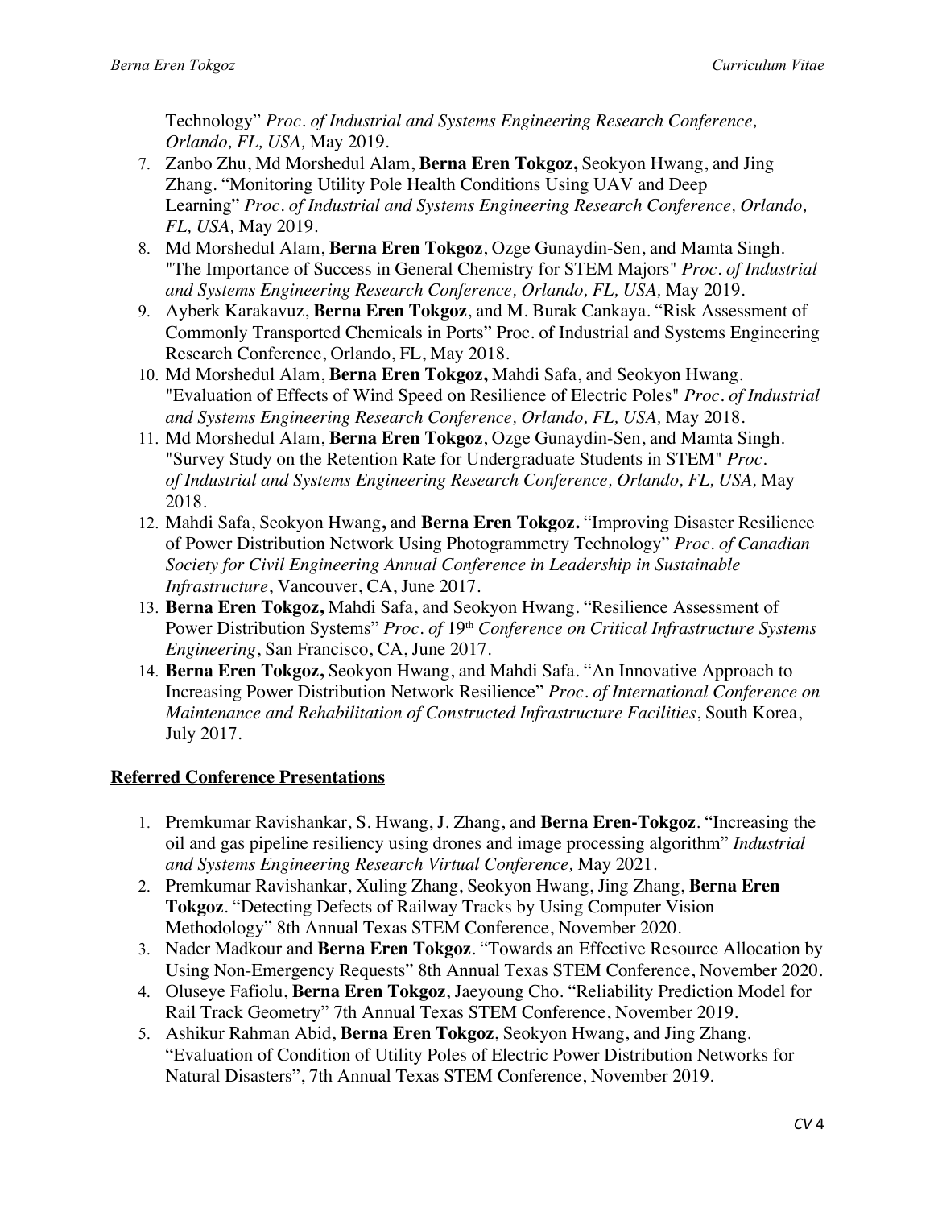Technology" *Proc. of Industrial and Systems Engineering Research Conference, Orlando, FL, USA,* May 2019.

7. Zanbo Zhu, Md Morshedul Alam, **Berna Eren Tokgoz,** Seokyon Hwang, and Jing Zhang. "Monitoring Utility Pole Health Conditions Using UAV and Deep Learning" *Proc. of Industrial and Systems Engineering Research Conference, Orlando, FL, USA,* May 2019.
8. Md Morshedul Alam, **Berna Eren Tokgoz**, Ozge Gunaydin-Sen, and Mamta Singh. "The Importance of Success in General Chemistry for STEM Majors" *Proc. of Industrial and Systems Engineering Research Conference, Orlando, FL, USA,* May 2019.
9. Ayberk Karakavuz, **Berna Eren Tokgoz**, and M. Burak Cankaya. "Risk Assessment of Commonly Transported Chemicals in Ports" Proc. of Industrial and Systems Engineering Research Conference, Orlando, FL, May 2018.
10. Md Morshedul Alam, **Berna Eren Tokgoz,** Mahdi Safa, and Seokyon Hwang. "Evaluation of Effects of Wind Speed on Resilience of Electric Poles" *Proc. of Industrial and Systems Engineering Research Conference, Orlando, FL, USA,* May 2018.
11. Md Morshedul Alam, **Berna Eren Tokgoz**, Ozge Gunaydin-Sen, and Mamta Singh. "Survey Study on the Retention Rate for Undergraduate Students in STEM" *Proc. of Industrial and Systems Engineering Research Conference, Orlando, FL, USA,* May 2018.
12. Mahdi Safa, Seokyon Hwang**,** and **Berna Eren Tokgoz.** "Improving Disaster Resilience of Power Distribution Network Using Photogrammetry Technology" *Proc. of Canadian Society for Civil Engineering Annual Conference in Leadership in Sustainable Infrastructure*, Vancouver, CA, June 2017.
13. **Berna Eren Tokgoz,** Mahdi Safa, and Seokyon Hwang. "Resilience Assessment of Power Distribution Systems" *Proc. of* 19th *Conference on Critical Infrastructure Systems Engineering*, San Francisco, CA, June 2017.
14. **Berna Eren Tokgoz,** Seokyon Hwang, and Mahdi Safa. "An Innovative Approach to Increasing Power Distribution Network Resilience" *Proc. of International Conference on Maintenance and Rehabilitation of Constructed Infrastructure Facilities*, South Korea, July 2017.

## Referred Conference Presentations

1. Premkumar Ravishankar, S. Hwang, J. Zhang, and **Berna Eren-Tokgoz**. "Increasing the oil and gas pipeline resiliency using drones and image processing algorithm" *Industrial and Systems Engineering Research Virtual Conference,* May 2021.
2. Premkumar Ravishankar, Xuling Zhang, Seokyon Hwang, Jing Zhang, **Berna Eren Tokgoz**. "Detecting Defects of Railway Tracks by Using Computer Vision Methodology" 8th Annual Texas STEM Conference, November 2020.
3. Nader Madkour and **Berna Eren Tokgoz**. "Towards an Effective Resource Allocation by Using Non-Emergency Requests" 8th Annual Texas STEM Conference, November 2020.
4. Oluseye Fafiolu, **Berna Eren Tokgoz**, Jaeyoung Cho. "Reliability Prediction Model for Rail Track Geometry" 7th Annual Texas STEM Conference, November 2019.
5. Ashikur Rahman Abid, **Berna Eren Tokgoz**, Seokyon Hwang, and Jing Zhang. "Evaluation of Condition of Utility Poles of Electric Power Distribution Networks for Natural Disasters", 7th Annual Texas STEM Conference, November 2019.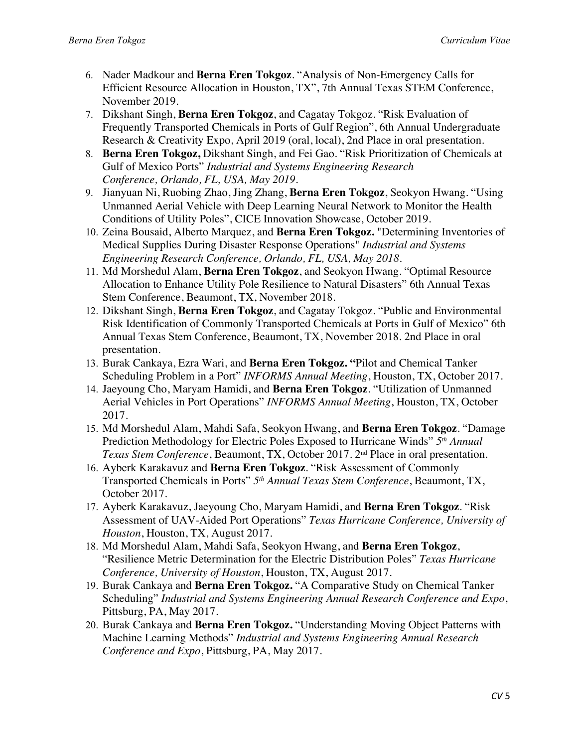6. Nader Madkour and **Berna Eren Tokgoz**. “Analysis of Non-Emergency Calls for Efficient Resource Allocation in Houston, TX”, 7th Annual Texas STEM Conference, November 2019.
7. Dikshant Singh, **Berna Eren Tokgoz**, and Cagatay Tokgoz. “Risk Evaluation of Frequently Transported Chemicals in Ports of Gulf Region”, 6th Annual Undergraduate Research & Creativity Expo, April 2019 (oral, local), 2nd Place in oral presentation.
8. **Berna Eren Tokgoz,** Dikshant Singh, and Fei Gao. “Risk Prioritization of Chemicals at Gulf of Mexico Ports” *Industrial and Systems Engineering Research Conference, Orlando, FL, USA, May 2019*.
9. Jianyuan Ni, Ruobing Zhao, Jing Zhang, **Berna Eren Tokgoz**, Seokyon Hwang. “Using Unmanned Aerial Vehicle with Deep Learning Neural Network to Monitor the Health Conditions of Utility Poles”, CICE Innovation Showcase, October 2019.
10. Zeina Bousaid, Alberto Marquez, and **Berna Eren Tokgoz.** "Determining Inventories of Medical Supplies During Disaster Response Operations" *Industrial and Systems Engineering Research Conference, Orlando, FL, USA, May 2018*.
11. Md Morshedul Alam, **Berna Eren Tokgoz**, and Seokyon Hwang. “Optimal Resource Allocation to Enhance Utility Pole Resilience to Natural Disasters” 6th Annual Texas Stem Conference, Beaumont, TX, November 2018.
12. Dikshant Singh, **Berna Eren Tokgoz**, and Cagatay Tokgoz. “Public and Environmental Risk Identification of Commonly Transported Chemicals at Ports in Gulf of Mexico” 6th Annual Texas Stem Conference, Beaumont, TX, November 2018. 2nd Place in oral presentation.
13. Burak Cankaya, Ezra Wari, and **Berna Eren Tokgoz. “**Pilot and Chemical Tanker Scheduling Problem in a Port” *INFORMS Annual Meeting*, Houston, TX, October 2017.
14. Jaeyoung Cho, Maryam Hamidi, and **Berna Eren Tokgoz**. “Utilization of Unmanned Aerial Vehicles in Port Operations” *INFORMS Annual Meeting*, Houston, TX, October 2017.
15. Md Morshedul Alam, Mahdi Safa, Seokyon Hwang, and **Berna Eren Tokgoz**. “Damage Prediction Methodology for Electric Poles Exposed to Hurricane Winds” *5th Annual Texas Stem Conference*, Beaumont, TX, October 2017. 2nd Place in oral presentation.
16. Ayberk Karakavuz and **Berna Eren Tokgoz**. “Risk Assessment of Commonly Transported Chemicals in Ports” *5th Annual Texas Stem Conference*, Beaumont, TX, October 2017.
17. Ayberk Karakavuz, Jaeyoung Cho, Maryam Hamidi, and **Berna Eren Tokgoz**. “Risk Assessment of UAV-Aided Port Operations” *Texas Hurricane Conference, University of Houston*, Houston, TX, August 2017.
18. Md Morshedul Alam, Mahdi Safa, Seokyon Hwang, and **Berna Eren Tokgoz**, “Resilience Metric Determination for the Electric Distribution Poles” *Texas Hurricane Conference, University of Houston*, Houston, TX, August 2017.
19. Burak Cankaya and **Berna Eren Tokgoz.** “A Comparative Study on Chemical Tanker Scheduling” *Industrial and Systems Engineering Annual Research Conference and Expo*, Pittsburg, PA, May 2017.
20. Burak Cankaya and **Berna Eren Tokgoz.** “Understanding Moving Object Patterns with Machine Learning Methods” *Industrial and Systems Engineering Annual Research Conference and Expo*, Pittsburg, PA, May 2017.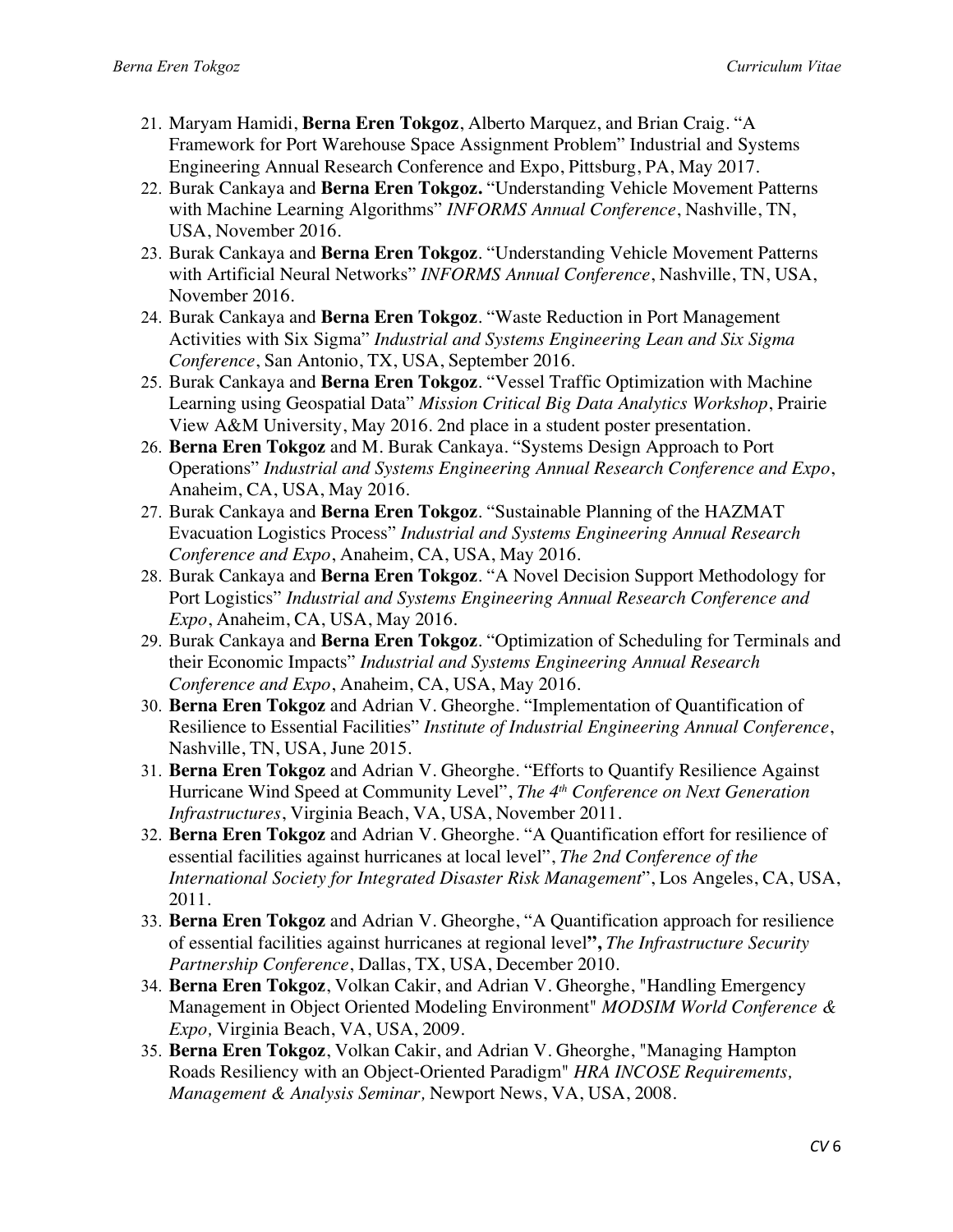21. Maryam Hamidi, **Berna Eren Tokgoz**, Alberto Marquez, and Brian Craig. "A Framework for Port Warehouse Space Assignment Problem" Industrial and Systems Engineering Annual Research Conference and Expo, Pittsburg, PA, May 2017.
22. Burak Cankaya and **Berna Eren Tokgoz.** "Understanding Vehicle Movement Patterns with Machine Learning Algorithms" *INFORMS Annual Conference*, Nashville, TN, USA, November 2016.
23. Burak Cankaya and **Berna Eren Tokgoz**. "Understanding Vehicle Movement Patterns with Artificial Neural Networks" *INFORMS Annual Conference*, Nashville, TN, USA, November 2016.
24. Burak Cankaya and **Berna Eren Tokgoz**. "Waste Reduction in Port Management Activities with Six Sigma" *Industrial and Systems Engineering Lean and Six Sigma Conference*, San Antonio, TX, USA, September 2016.
25. Burak Cankaya and **Berna Eren Tokgoz**. "Vessel Traffic Optimization with Machine Learning using Geospatial Data" *Mission Critical Big Data Analytics Workshop*, Prairie View A&M University, May 2016. 2nd place in a student poster presentation.
26. **Berna Eren Tokgoz** and M. Burak Cankaya. "Systems Design Approach to Port Operations" *Industrial and Systems Engineering Annual Research Conference and Expo*, Anaheim, CA, USA, May 2016.
27. Burak Cankaya and **Berna Eren Tokgoz**. "Sustainable Planning of the HAZMAT Evacuation Logistics Process" *Industrial and Systems Engineering Annual Research Conference and Expo*, Anaheim, CA, USA, May 2016.
28. Burak Cankaya and **Berna Eren Tokgoz**. "A Novel Decision Support Methodology for Port Logistics" *Industrial and Systems Engineering Annual Research Conference and Expo*, Anaheim, CA, USA, May 2016.
29. Burak Cankaya and **Berna Eren Tokgoz**. "Optimization of Scheduling for Terminals and their Economic Impacts" *Industrial and Systems Engineering Annual Research Conference and Expo*, Anaheim, CA, USA, May 2016.
30. **Berna Eren Tokgoz** and Adrian V. Gheorghe. "Implementation of Quantification of Resilience to Essential Facilities" *Institute of Industrial Engineering Annual Conference*, Nashville, TN, USA, June 2015.
31. **Berna Eren Tokgoz** and Adrian V. Gheorghe. "Efforts to Quantify Resilience Against Hurricane Wind Speed at Community Level", *The 4th Conference on Next Generation Infrastructures*, Virginia Beach, VA, USA, November 2011.
32. **Berna Eren Tokgoz** and Adrian V. Gheorghe. "A Quantification effort for resilience of essential facilities against hurricanes at local level", *The 2nd Conference of the International Society for Integrated Disaster Risk Management*", Los Angeles, CA, USA, 2011.
33. **Berna Eren Tokgoz** and Adrian V. Gheorghe, "A Quantification approach for resilience of essential facilities against hurricanes at regional level**",** *The Infrastructure Security Partnership Conference*, Dallas, TX, USA, December 2010.
34. **Berna Eren Tokgoz**, Volkan Cakir, and Adrian V. Gheorghe, "Handling Emergency Management in Object Oriented Modeling Environment" *MODSIM World Conference & Expo,* Virginia Beach, VA, USA, 2009.
35. **Berna Eren Tokgoz**, Volkan Cakir, and Adrian V. Gheorghe, "Managing Hampton Roads Resiliency with an Object-Oriented Paradigm" *HRA INCOSE Requirements, Management & Analysis Seminar,* Newport News, VA, USA, 2008.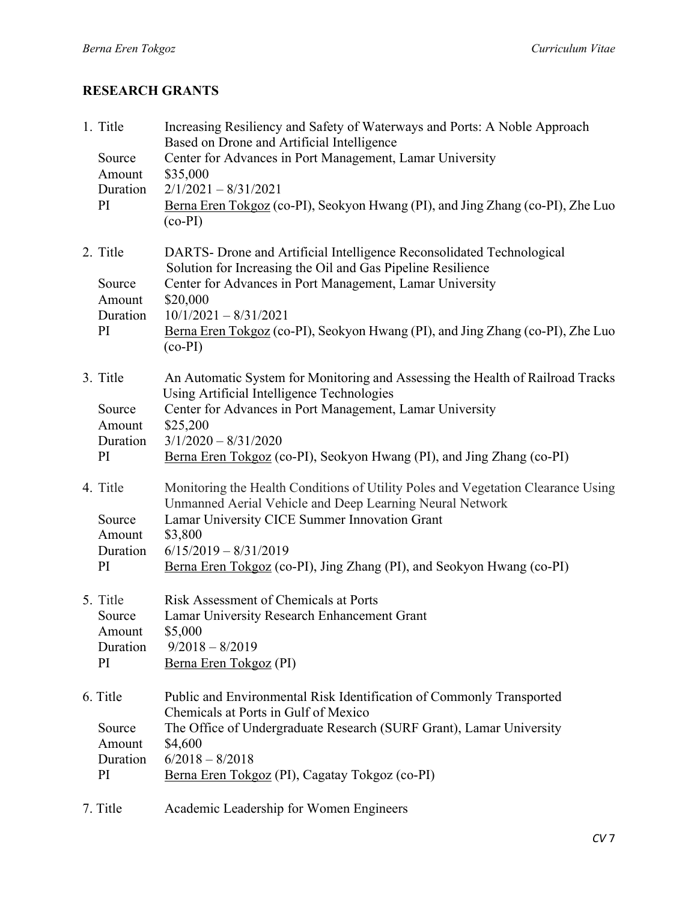## RESEARCH GRANTS

1. Title: Increasing Resiliency and Safety of Waterways and Ports: A Noble Approach Based on Drone and Artificial Intelligence
   Source: Center for Advances in Port Management, Lamar University
   Amount: $35,000
   Duration: 2/1/2021 – 8/31/2021
   PI: <u>Berna Eren Tokgoz</u> (co-PI), Seokyon Hwang (PI), and Jing Zhang (co-PI), Zhe Luo (co-PI)

2. Title: DARTS- Drone and Artificial Intelligence Reconsolidated Technological Solution for Increasing the Oil and Gas Pipeline Resilience
   Source: Center for Advances in Port Management, Lamar University
   Amount: $20,000
   Duration: 10/1/2021 – 8/31/2021
   PI: <u>Berna Eren Tokgoz</u> (co-PI), Seokyon Hwang (PI), and Jing Zhang (co-PI), Zhe Luo (co-PI)

3. Title: An Automatic System for Monitoring and Assessing the Health of Railroad Tracks Using Artificial Intelligence Technologies
   Source: Center for Advances in Port Management, Lamar University
   Amount: $25,200
   Duration: 3/1/2020 – 8/31/2020
   PI: <u>Berna Eren Tokgoz</u> (co-PI), Seokyon Hwang (PI), and Jing Zhang (co-PI)

4. Title: Monitoring the Health Conditions of Utility Poles and Vegetation Clearance Using Unmanned Aerial Vehicle and Deep Learning Neural Network
   Source: Lamar University CICE Summer Innovation Grant
   Amount: $3,800
   Duration: 6/15/2019 – 8/31/2019
   PI: <u>Berna Eren Tokgoz</u> (co-PI), Jing Zhang (PI), and Seokyon Hwang (co-PI)

5. Title: Risk Assessment of Chemicals at Ports
   Source: Lamar University Research Enhancement Grant
   Amount: $5,000
   Duration: 9/2018 – 8/2019
   PI: <u>Berna Eren Tokgoz</u> (PI)

6. Title: Public and Environmental Risk Identification of Commonly Transported Chemicals at Ports in Gulf of Mexico
   Source: The Office of Undergraduate Research (SURF Grant), Lamar University
   Amount: $4,600
   Duration: 6/2018 – 8/2018
   PI: <u>Berna Eren Tokgoz</u> (PI), Cagatay Tokgoz (co-PI)

7. Title: Academic Leadership for Women Engineers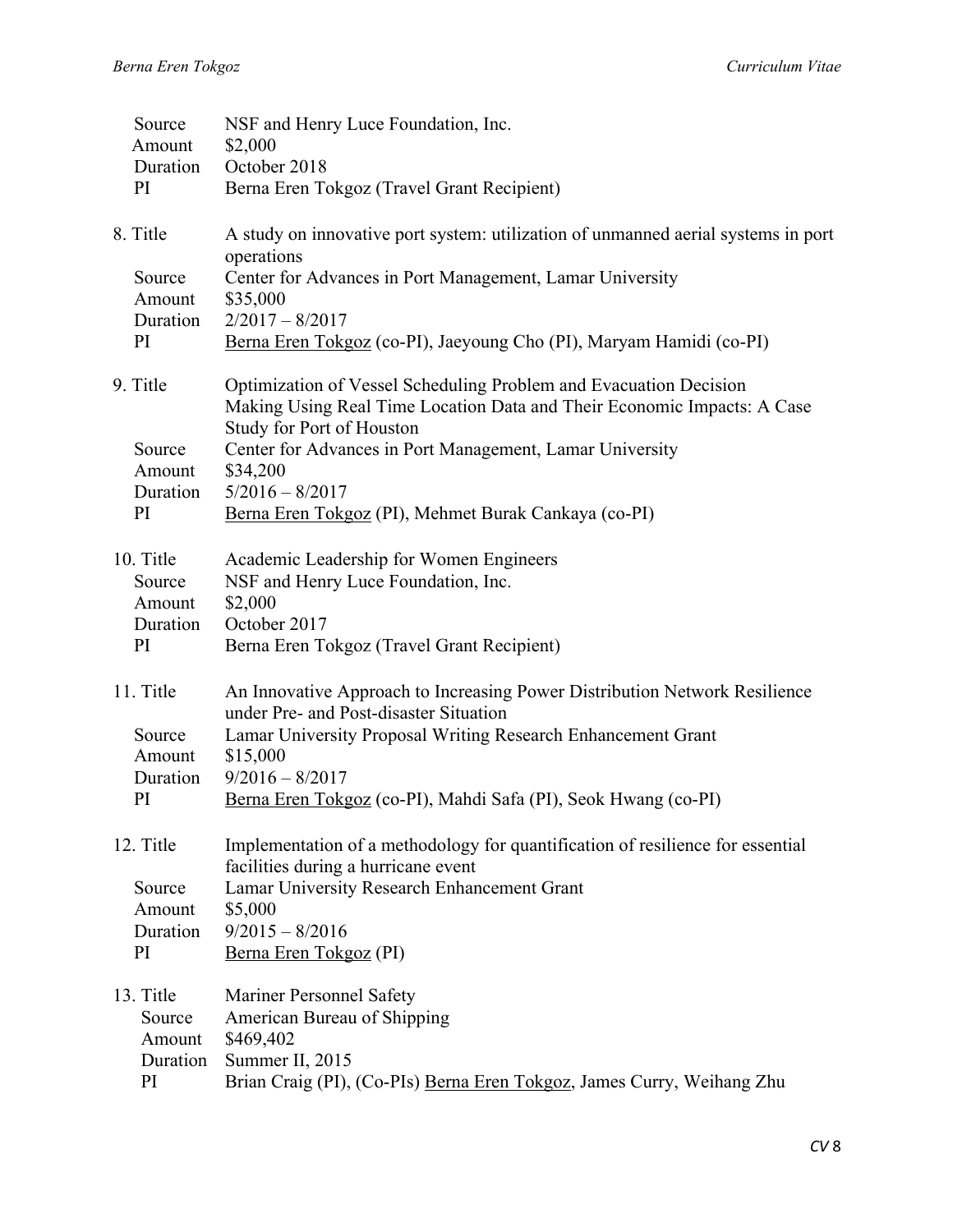| | |
|---|---|
| Source | NSF and Henry Luce Foundation, Inc. |
| Amount | $2,000 |
| Duration | October 2018 |
| PI | Berna Eren Tokgoz (Travel Grant Recipient) |

| | |
|---|---|
| 8. Title | A study on innovative port system: utilization of unmanned aerial systems in port operations |
| Source | Center for Advances in Port Management, Lamar University |
| Amount | $35,000 |
| Duration | 2/2017 – 8/2017 |
| PI | <u>Berna Eren Tokgoz</u> (co-PI), Jaeyoung Cho (PI), Maryam Hamidi (co-PI) |

| | |
|---|---|
| 9. Title | Optimization of Vessel Scheduling Problem and Evacuation Decision Making Using Real Time Location Data and Their Economic Impacts: A Case Study for Port of Houston |
| Source | Center for Advances in Port Management, Lamar University |
| Amount | $34,200 |
| Duration | 5/2016 – 8/2017 |
| PI | <u>Berna Eren Tokgoz</u> (PI), Mehmet Burak Cankaya (co-PI) |

| | |
|---|---|
| 10. Title | Academic Leadership for Women Engineers |
| Source | NSF and Henry Luce Foundation, Inc. |
| Amount | $2,000 |
| Duration | October 2017 |
| PI | Berna Eren Tokgoz (Travel Grant Recipient) |

| | |
|---|---|
| 11. Title | An Innovative Approach to Increasing Power Distribution Network Resilience under Pre- and Post-disaster Situation |
| Source | Lamar University Proposal Writing Research Enhancement Grant |
| Amount | $15,000 |
| Duration | 9/2016 – 8/2017 |
| PI | <u>Berna Eren Tokgoz</u> (co-PI), Mahdi Safa (PI), Seok Hwang (co-PI) |

| | |
|---|---|
| 12. Title | Implementation of a methodology for quantification of resilience for essential facilities during a hurricane event |
| Source | Lamar University Research Enhancement Grant |
| Amount | $5,000 |
| Duration | 9/2015 – 8/2016 |
| PI | <u>Berna Eren Tokgoz</u> (PI) |

| | |
|---|---|
| 13. Title | Mariner Personnel Safety |
| Source | American Bureau of Shipping |
| Amount | $469,402 |
| Duration | Summer II, 2015 |
| PI | Brian Craig (PI), (Co-PIs) <u>Berna Eren Tokgoz</u>, James Curry, Weihang Zhu |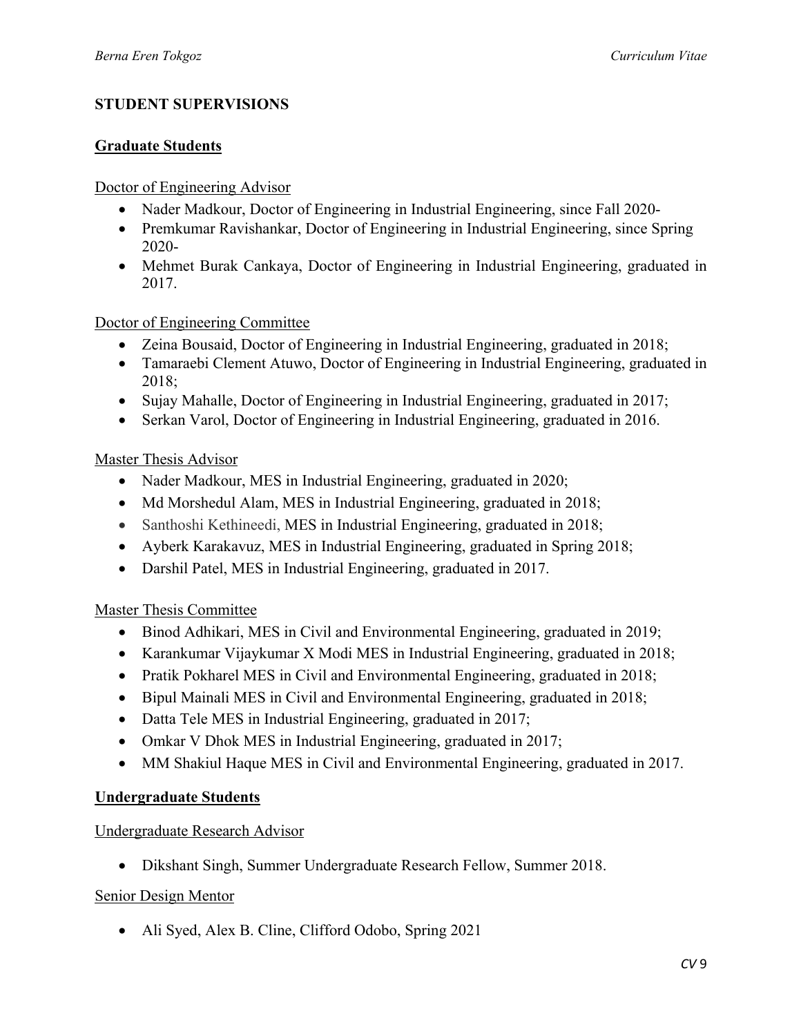## STUDENT SUPERVISIONS

### Graduate Students

Doctor of Engineering Advisor

- Nader Madkour, Doctor of Engineering in Industrial Engineering, since Fall 2020-
- Premkumar Ravishankar, Doctor of Engineering in Industrial Engineering, since Spring 2020-
- Mehmet Burak Cankaya, Doctor of Engineering in Industrial Engineering, graduated in 2017.

Doctor of Engineering Committee

- Zeina Bousaid, Doctor of Engineering in Industrial Engineering, graduated in 2018;
- Tamaraebi Clement Atuwo, Doctor of Engineering in Industrial Engineering, graduated in 2018;
- Sujay Mahalle, Doctor of Engineering in Industrial Engineering, graduated in 2017;
- Serkan Varol, Doctor of Engineering in Industrial Engineering, graduated in 2016.

Master Thesis Advisor

- Nader Madkour, MES in Industrial Engineering, graduated in 2020;
- Md Morshedul Alam, MES in Industrial Engineering, graduated in 2018;
- Santhoshi Kethineedi, MES in Industrial Engineering, graduated in 2018;
- Ayberk Karakavuz, MES in Industrial Engineering, graduated in Spring 2018;
- Darshil Patel, MES in Industrial Engineering, graduated in 2017.

Master Thesis Committee

- Binod Adhikari, MES in Civil and Environmental Engineering, graduated in 2019;
- Karankumar Vijaykumar X Modi MES in Industrial Engineering, graduated in 2018;
- Pratik Pokharel MES in Civil and Environmental Engineering, graduated in 2018;
- Bipul Mainali MES in Civil and Environmental Engineering, graduated in 2018;
- Datta Tele MES in Industrial Engineering, graduated in 2017;
- Omkar V Dhok MES in Industrial Engineering, graduated in 2017;
- MM Shakiul Haque MES in Civil and Environmental Engineering, graduated in 2017.

### Undergraduate Students

Undergraduate Research Advisor

- Dikshant Singh, Summer Undergraduate Research Fellow, Summer 2018.

Senior Design Mentor

- Ali Syed, Alex B. Cline, Clifford Odobo, Spring 2021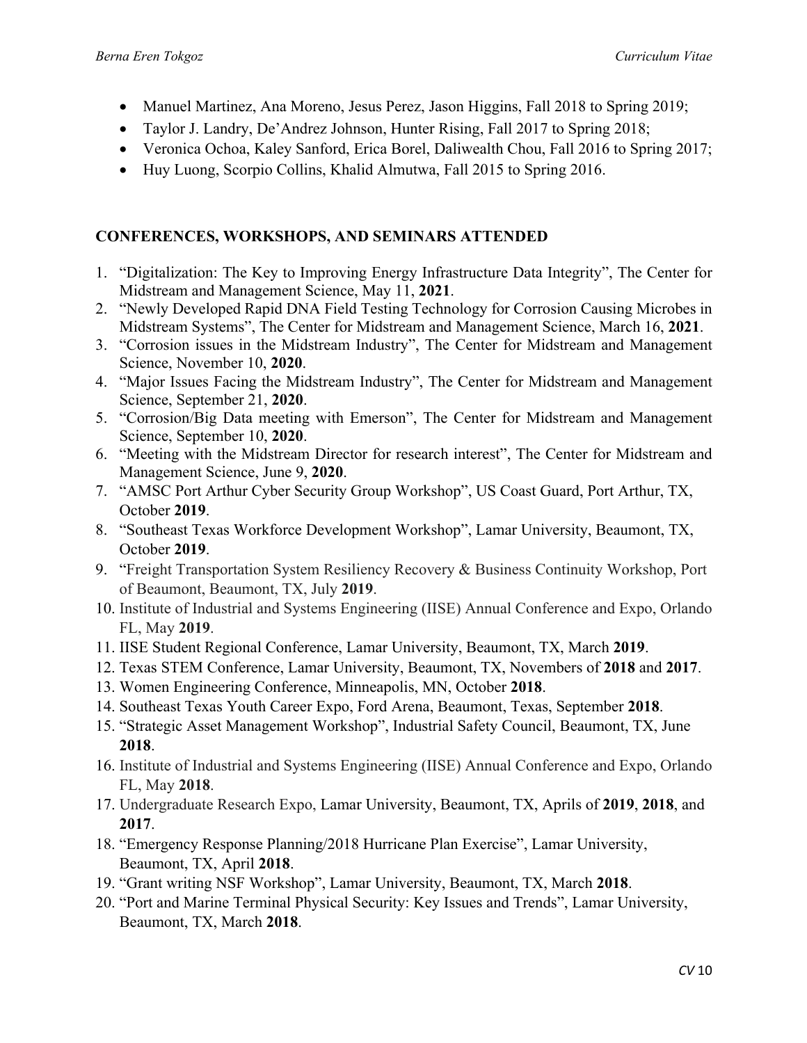- Manuel Martinez, Ana Moreno, Jesus Perez, Jason Higgins, Fall 2018 to Spring 2019;
- Taylor J. Landry, De'Andrez Johnson, Hunter Rising, Fall 2017 to Spring 2018;
- Veronica Ochoa, Kaley Sanford, Erica Borel, Daliwealth Chou, Fall 2016 to Spring 2017;
- Huy Luong, Scorpio Collins, Khalid Almutwa, Fall 2015 to Spring 2016.

## CONFERENCES, WORKSHOPS, AND SEMINARS ATTENDED

1. "Digitalization: The Key to Improving Energy Infrastructure Data Integrity", The Center for Midstream and Management Science, May 11, **2021**.
2. "Newly Developed Rapid DNA Field Testing Technology for Corrosion Causing Microbes in Midstream Systems", The Center for Midstream and Management Science, March 16, **2021**.
3. "Corrosion issues in the Midstream Industry", The Center for Midstream and Management Science, November 10, **2020**.
4. "Major Issues Facing the Midstream Industry", The Center for Midstream and Management Science, September 21, **2020**.
5. "Corrosion/Big Data meeting with Emerson", The Center for Midstream and Management Science, September 10, **2020**.
6. "Meeting with the Midstream Director for research interest", The Center for Midstream and Management Science, June 9, **2020**.
7. "AMSC Port Arthur Cyber Security Group Workshop", US Coast Guard, Port Arthur, TX, October **2019**.
8. "Southeast Texas Workforce Development Workshop", Lamar University, Beaumont, TX, October **2019**.
9. "Freight Transportation System Resiliency Recovery & Business Continuity Workshop, Port of Beaumont, Beaumont, TX, July **2019**.
10. Institute of Industrial and Systems Engineering (IISE) Annual Conference and Expo, Orlando FL, May **2019**.
11. IISE Student Regional Conference, Lamar University, Beaumont, TX, March **2019**.
12. Texas STEM Conference, Lamar University, Beaumont, TX, Novembers of **2018** and **2017**.
13. Women Engineering Conference, Minneapolis, MN, October **2018**.
14. Southeast Texas Youth Career Expo, Ford Arena, Beaumont, Texas, September **2018**.
15. "Strategic Asset Management Workshop", Industrial Safety Council, Beaumont, TX, June **2018**.
16. Institute of Industrial and Systems Engineering (IISE) Annual Conference and Expo, Orlando FL, May **2018**.
17. Undergraduate Research Expo, Lamar University, Beaumont, TX, Aprils of **2019**, **2018**, and **2017**.
18. "Emergency Response Planning/2018 Hurricane Plan Exercise", Lamar University, Beaumont, TX, April **2018**.
19. "Grant writing NSF Workshop", Lamar University, Beaumont, TX, March **2018**.
20. "Port and Marine Terminal Physical Security: Key Issues and Trends", Lamar University, Beaumont, TX, March **2018**.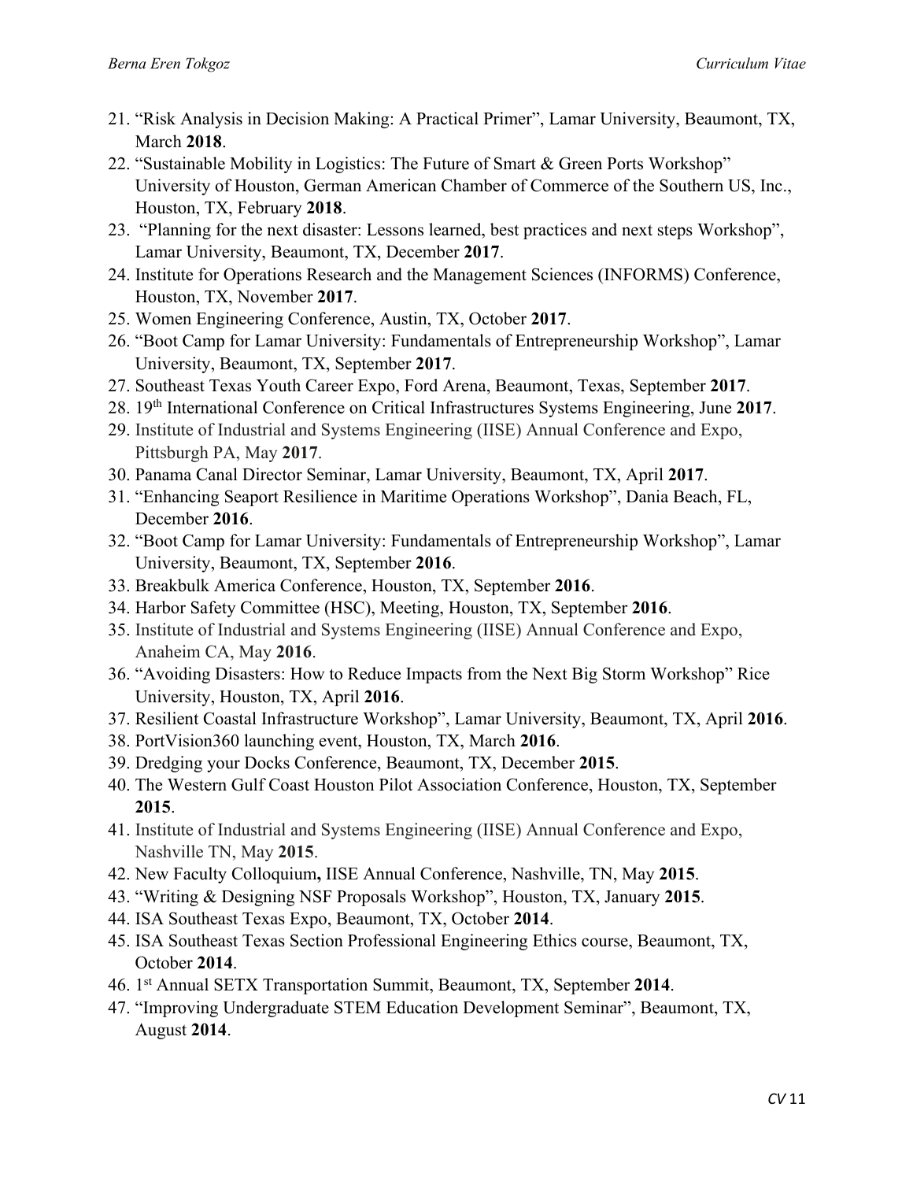21. "Risk Analysis in Decision Making: A Practical Primer", Lamar University, Beaumont, TX, March **2018**.
22. "Sustainable Mobility in Logistics: The Future of Smart & Green Ports Workshop" University of Houston, German American Chamber of Commerce of the Southern US, Inc., Houston, TX, February **2018**.
23. "Planning for the next disaster: Lessons learned, best practices and next steps Workshop", Lamar University, Beaumont, TX, December **2017**.
24. Institute for Operations Research and the Management Sciences (INFORMS) Conference, Houston, TX, November **2017**.
25. Women Engineering Conference, Austin, TX, October **2017**.
26. "Boot Camp for Lamar University: Fundamentals of Entrepreneurship Workshop", Lamar University, Beaumont, TX, September **2017**.
27. Southeast Texas Youth Career Expo, Ford Arena, Beaumont, Texas, September **2017**.
28. 19th International Conference on Critical Infrastructures Systems Engineering, June **2017**.
29. Institute of Industrial and Systems Engineering (IISE) Annual Conference and Expo, Pittsburgh PA, May **2017**.
30. Panama Canal Director Seminar, Lamar University, Beaumont, TX, April **2017**.
31. "Enhancing Seaport Resilience in Maritime Operations Workshop", Dania Beach, FL, December **2016**.
32. "Boot Camp for Lamar University: Fundamentals of Entrepreneurship Workshop", Lamar University, Beaumont, TX, September **2016**.
33. Breakbulk America Conference, Houston, TX, September **2016**.
34. Harbor Safety Committee (HSC), Meeting, Houston, TX, September **2016**.
35. Institute of Industrial and Systems Engineering (IISE) Annual Conference and Expo, Anaheim CA, May **2016**.
36. "Avoiding Disasters: How to Reduce Impacts from the Next Big Storm Workshop" Rice University, Houston, TX, April **2016**.
37. Resilient Coastal Infrastructure Workshop", Lamar University, Beaumont, TX, April **2016**.
38. PortVision360 launching event, Houston, TX, March **2016**.
39. Dredging your Docks Conference, Beaumont, TX, December **2015**.
40. The Western Gulf Coast Houston Pilot Association Conference, Houston, TX, September **2015**.
41. Institute of Industrial and Systems Engineering (IISE) Annual Conference and Expo, Nashville TN, May **2015**.
42. New Faculty Colloquium**,** IISE Annual Conference, Nashville, TN, May **2015**.
43. "Writing & Designing NSF Proposals Workshop", Houston, TX, January **2015**.
44. ISA Southeast Texas Expo, Beaumont, TX, October **2014**.
45. ISA Southeast Texas Section Professional Engineering Ethics course, Beaumont, TX, October **2014**.
46. 1st Annual SETX Transportation Summit, Beaumont, TX, September **2014**.
47. "Improving Undergraduate STEM Education Development Seminar", Beaumont, TX, August **2014**.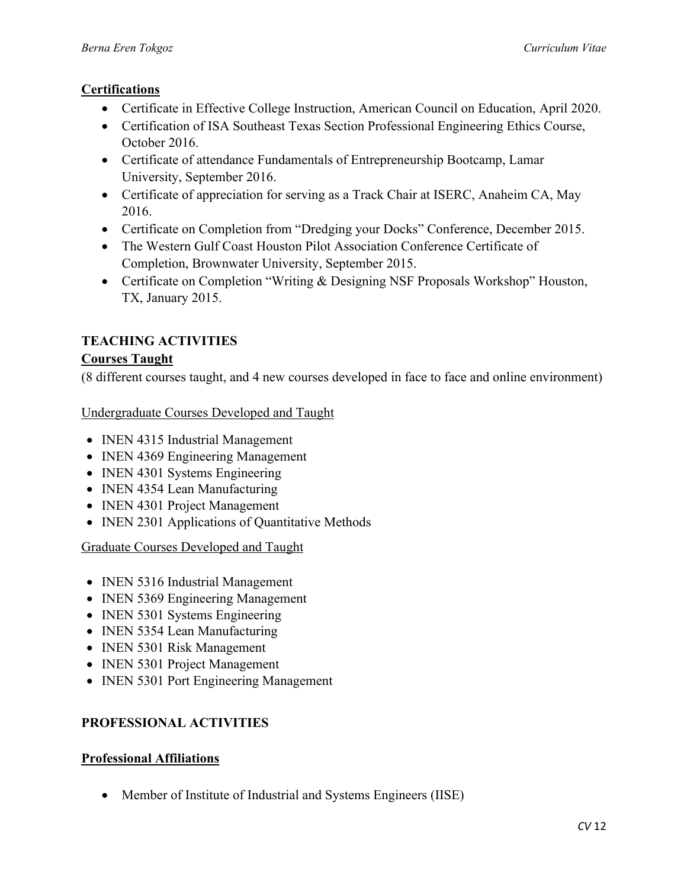### Certifications

- Certificate in Effective College Instruction, American Council on Education, April 2020.
- Certification of ISA Southeast Texas Section Professional Engineering Ethics Course, October 2016.
- Certificate of attendance Fundamentals of Entrepreneurship Bootcamp, Lamar University, September 2016.
- Certificate of appreciation for serving as a Track Chair at ISERC, Anaheim CA, May 2016.
- Certificate on Completion from "Dredging your Docks" Conference, December 2015.
- The Western Gulf Coast Houston Pilot Association Conference Certificate of Completion, Brownwater University, September 2015.
- Certificate on Completion "Writing & Designing NSF Proposals Workshop" Houston, TX, January 2015.

## TEACHING ACTIVITIES

### Courses Taught

(8 different courses taught, and 4 new courses developed in face to face and online environment)

Undergraduate Courses Developed and Taught

- INEN 4315 Industrial Management
- INEN 4369 Engineering Management
- INEN 4301 Systems Engineering
- INEN 4354 Lean Manufacturing
- INEN 4301 Project Management
- INEN 2301 Applications of Quantitative Methods

Graduate Courses Developed and Taught

- INEN 5316 Industrial Management
- INEN 5369 Engineering Management
- INEN 5301 Systems Engineering
- INEN 5354 Lean Manufacturing
- INEN 5301 Risk Management
- INEN 5301 Project Management
- INEN 5301 Port Engineering Management

## PROFESSIONAL ACTIVITIES

### Professional Affiliations

- Member of Institute of Industrial and Systems Engineers (IISE)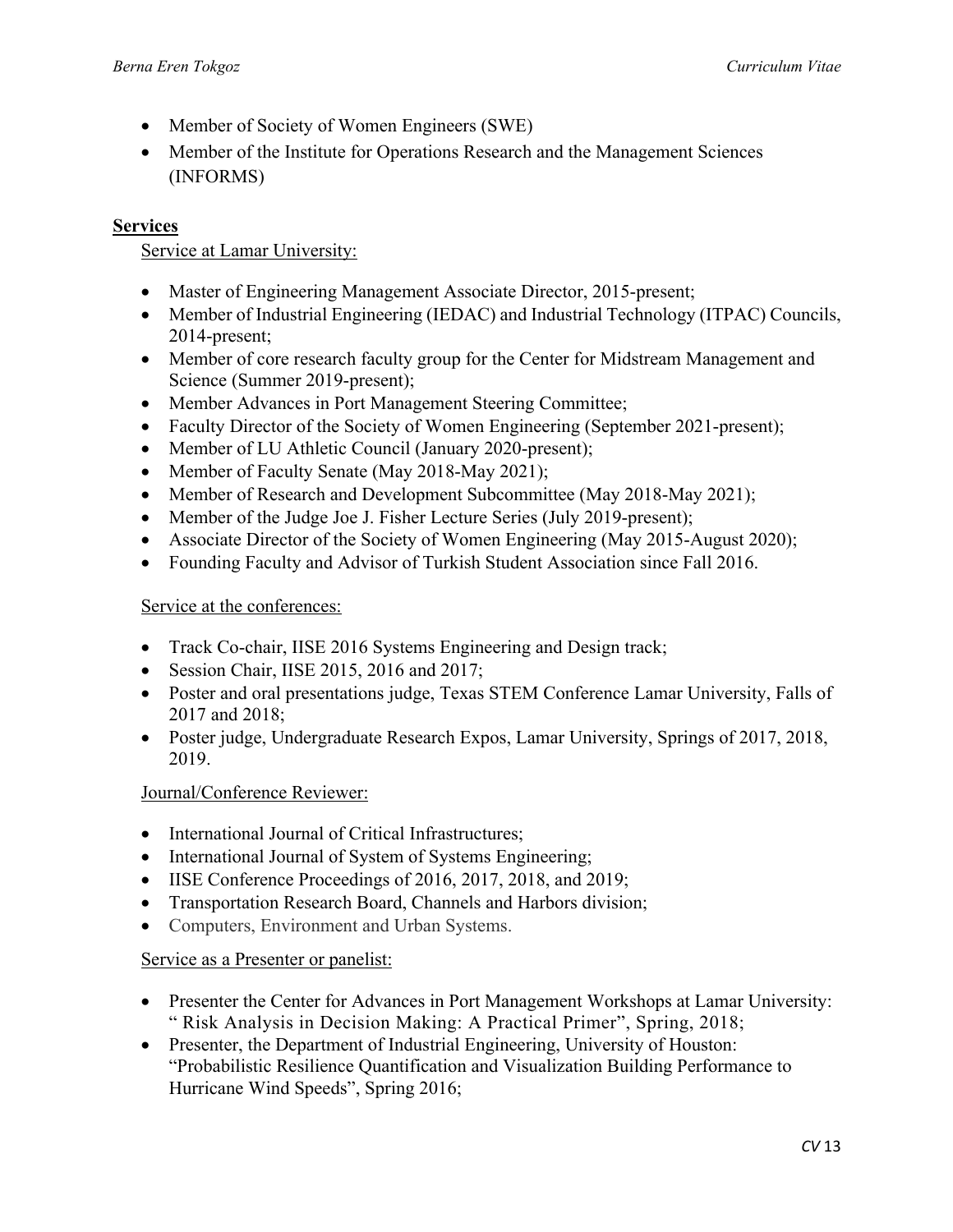- Member of Society of Women Engineers (SWE)
- Member of the Institute for Operations Research and the Management Sciences (INFORMS)

## Services

Service at Lamar University:

- Master of Engineering Management Associate Director, 2015-present;
- Member of Industrial Engineering (IEDAC) and Industrial Technology (ITPAC) Councils, 2014-present;
- Member of core research faculty group for the Center for Midstream Management and Science (Summer 2019-present);
- Member Advances in Port Management Steering Committee;
- Faculty Director of the Society of Women Engineering (September 2021-present);
- Member of LU Athletic Council (January 2020-present);
- Member of Faculty Senate (May 2018-May 2021);
- Member of Research and Development Subcommittee (May 2018-May 2021);
- Member of the Judge Joe J. Fisher Lecture Series (July 2019-present);
- Associate Director of the Society of Women Engineering (May 2015-August 2020);
- Founding Faculty and Advisor of Turkish Student Association since Fall 2016.

Service at the conferences:

- Track Co-chair, IISE 2016 Systems Engineering and Design track;
- Session Chair, IISE 2015, 2016 and 2017;
- Poster and oral presentations judge, Texas STEM Conference Lamar University, Falls of 2017 and 2018;
- Poster judge, Undergraduate Research Expos, Lamar University, Springs of 2017, 2018, 2019.

Journal/Conference Reviewer:

- International Journal of Critical Infrastructures;
- International Journal of System of Systems Engineering;
- IISE Conference Proceedings of 2016, 2017, 2018, and 2019;
- Transportation Research Board, Channels and Harbors division;
- Computers, Environment and Urban Systems.

Service as a Presenter or panelist:

- Presenter the Center for Advances in Port Management Workshops at Lamar University: " Risk Analysis in Decision Making: A Practical Primer", Spring, 2018;
- Presenter, the Department of Industrial Engineering, University of Houston: "Probabilistic Resilience Quantification and Visualization Building Performance to Hurricane Wind Speeds", Spring 2016;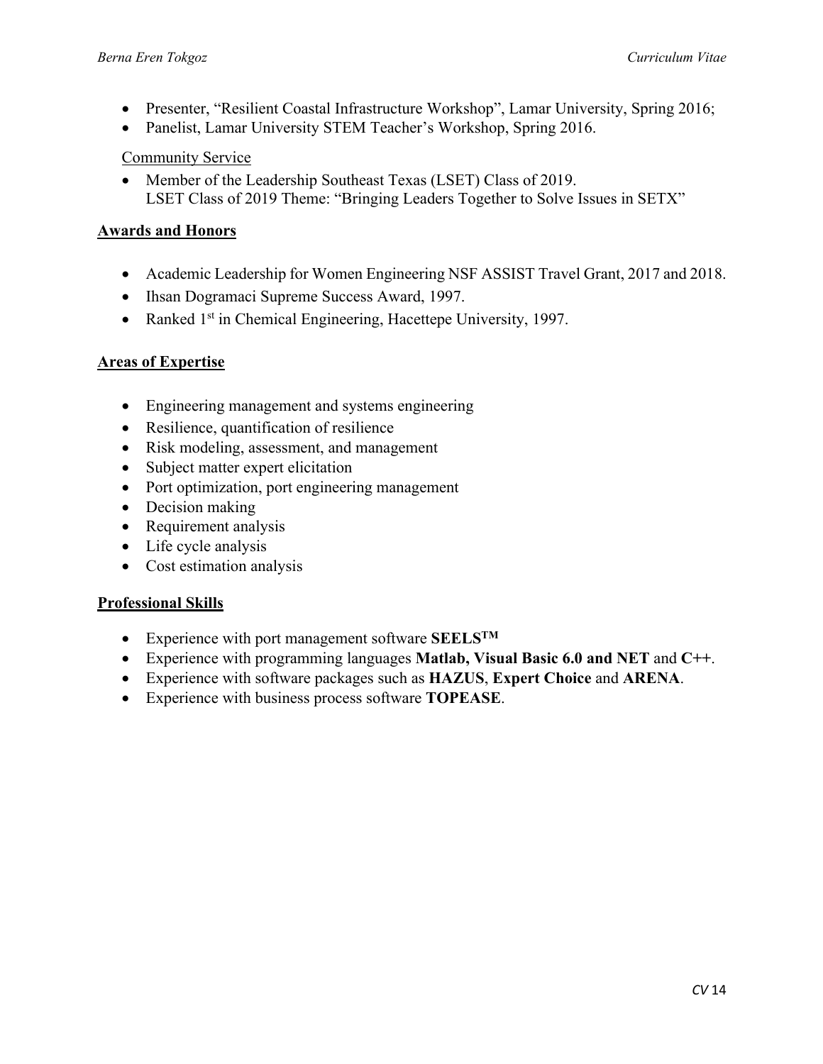- Presenter, "Resilient Coastal Infrastructure Workshop", Lamar University, Spring 2016;
- Panelist, Lamar University STEM Teacher's Workshop, Spring 2016.

Community Service

- Member of the Leadership Southeast Texas (LSET) Class of 2019.
  LSET Class of 2019 Theme: "Bringing Leaders Together to Solve Issues in SETX"

## Awards and Honors

- Academic Leadership for Women Engineering NSF ASSIST Travel Grant, 2017 and 2018.
- Ihsan Dogramaci Supreme Success Award, 1997.
- Ranked 1st in Chemical Engineering, Hacettepe University, 1997.

## Areas of Expertise

- Engineering management and systems engineering
- Resilience, quantification of resilience
- Risk modeling, assessment, and management
- Subject matter expert elicitation
- Port optimization, port engineering management
- Decision making
- Requirement analysis
- Life cycle analysis
- Cost estimation analysis

## Professional Skills

- Experience with port management software **SEELS™**
- Experience with programming languages **Matlab, Visual Basic 6.0 and NET** and **C++**.
- Experience with software packages such as **HAZUS**, **Expert Choice** and **ARENA**.
- Experience with business process software **TOPEASE**.